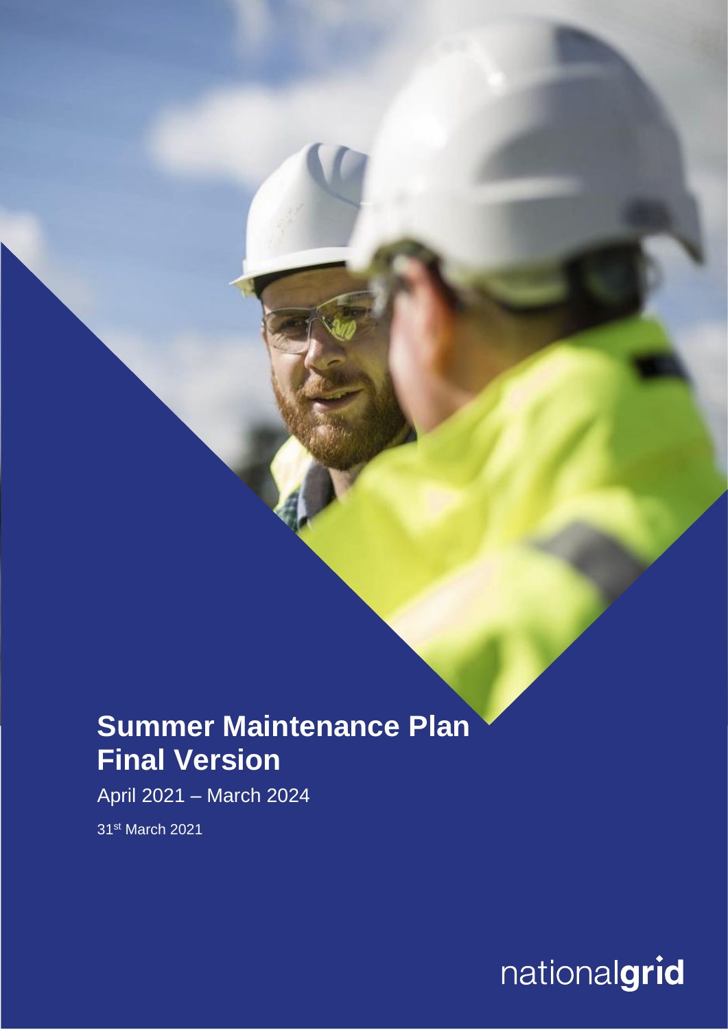# Summer Maintenance Plan Final Version

April 2021 – March 2024

31st March 2021

nationalgrid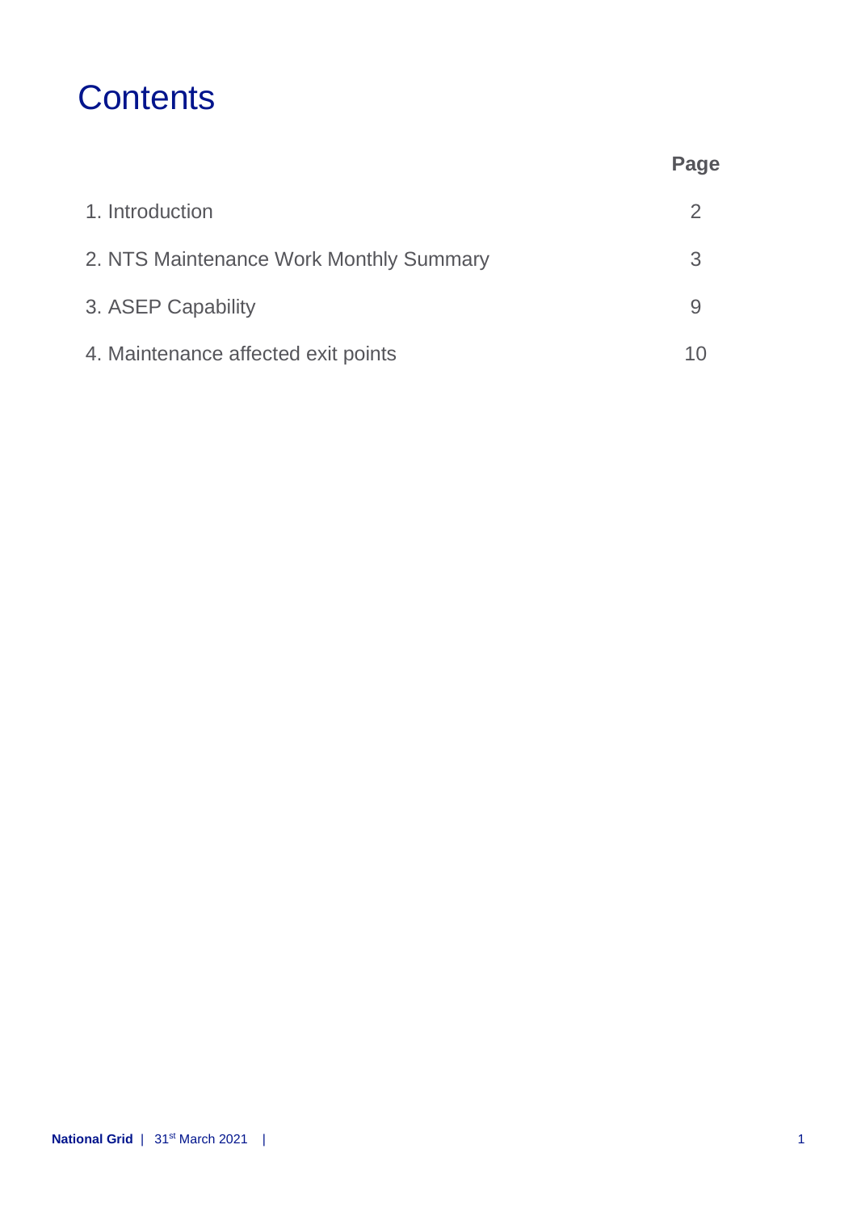# Contents

| | Page |
|---|---|
| 1. Introduction | 2 |
| 2. NTS Maintenance Work Monthly Summary | 3 |
| 3. ASEP Capability | 9 |
| 4. Maintenance affected exit points | 10 |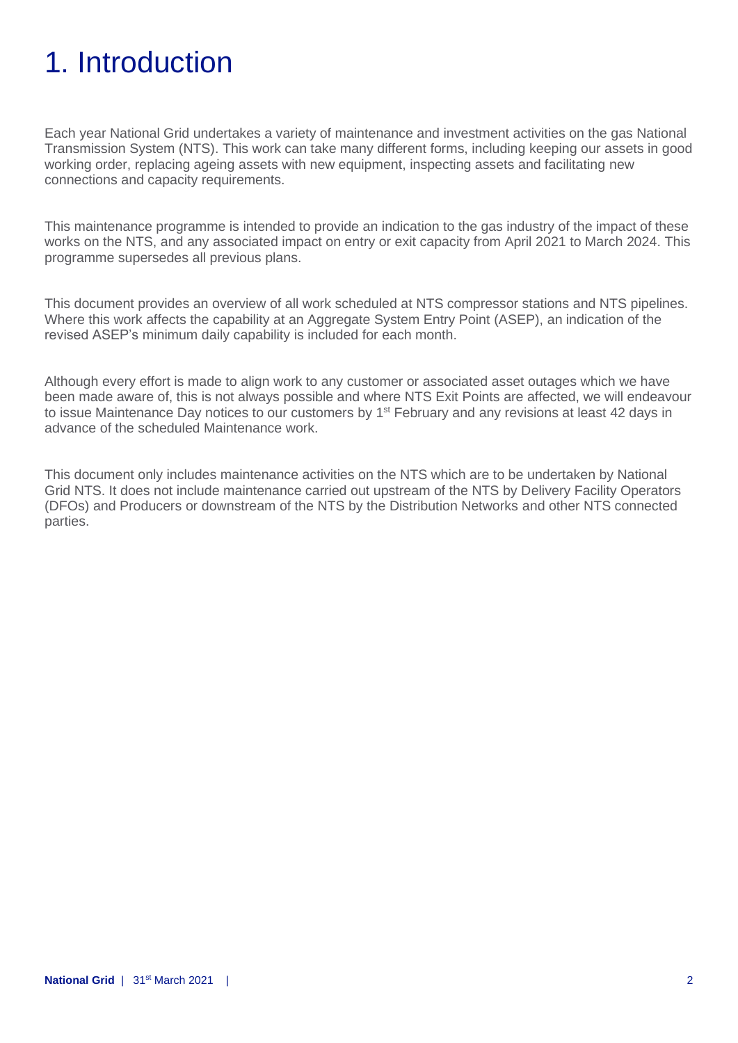# 1. Introduction

Each year National Grid undertakes a variety of maintenance and investment activities on the gas National Transmission System (NTS). This work can take many different forms, including keeping our assets in good working order, replacing ageing assets with new equipment, inspecting assets and facilitating new connections and capacity requirements.

This maintenance programme is intended to provide an indication to the gas industry of the impact of these works on the NTS, and any associated impact on entry or exit capacity from April 2021 to March 2024. This programme supersedes all previous plans.

This document provides an overview of all work scheduled at NTS compressor stations and NTS pipelines. Where this work affects the capability at an Aggregate System Entry Point (ASEP), an indication of the revised ASEP's minimum daily capability is included for each month.

Although every effort is made to align work to any customer or associated asset outages which we have been made aware of, this is not always possible and where NTS Exit Points are affected, we will endeavour to issue Maintenance Day notices to our customers by 1st February and any revisions at least 42 days in advance of the scheduled Maintenance work.

This document only includes maintenance activities on the NTS which are to be undertaken by National Grid NTS. It does not include maintenance carried out upstream of the NTS by Delivery Facility Operators (DFOs) and Producers or downstream of the NTS by the Distribution Networks and other NTS connected parties.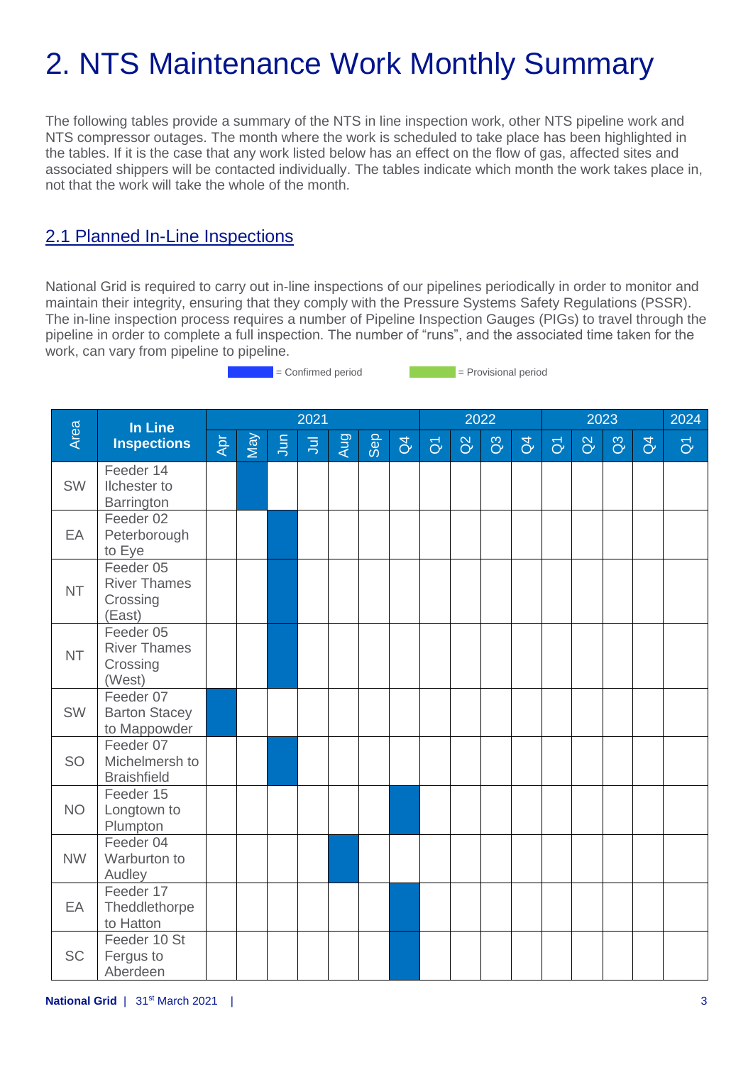# 2. NTS Maintenance Work Monthly Summary

The following tables provide a summary of the NTS in line inspection work, other NTS pipeline work and NTS compressor outages. The month where the work is scheduled to take place has been highlighted in the tables. If it is the case that any work listed below has an effect on the flow of gas, affected sites and associated shippers will be contacted individually. The tables indicate which month the work takes place in, not that the work will take the whole of the month.

## 2.1 Planned In-Line Inspections

National Grid is required to carry out in-line inspections of our pipelines periodically in order to monitor and maintain their integrity, ensuring that they comply with the Pressure Systems Safety Regulations (PSSR). The in-line inspection process requires a number of Pipeline Inspection Gauges (PIGs) to travel through the pipeline in order to complete a full inspection. The number of "runs", and the associated time taken for the work, can vary from pipeline to pipeline.

■ = Confirmed period &nbsp;&nbsp;&nbsp;&nbsp; □ = Provisional period

| Area | In Line Inspections | 2021 | | | | | | | 2022 | | | | 2023 | | | | 2024 |
|---|---|---|---|---|---|---|---|---|---|---|---|---|---|---|---|---|---|
| | | Apr | May | Jun | Jul | Aug | Sep | Q4 | Q1 | Q2 | Q3 | Q4 | Q1 | Q2 | Q3 | Q4 | Q1 |
| SW | Feeder 14 Ilchester to Barrington | | ■ | | | | | | | | | | | | | | |
| EA | Feeder 02 Peterborough to Eye | | | ■ | | | | | | | | | | | | | |
| NT | Feeder 05 River Thames Crossing (East) | | | ■ | | | | | | | | | | | | | |
| NT | Feeder 05 River Thames Crossing (West) | | | ■ | | | | | | | | | | | | | |
| SW | Feeder 07 Barton Stacey to Mappowder | ■ | | | | | | | | | | | | | | | |
| SO | Feeder 07 Michelmersh to Braishfield | | | ■ | | | | | | | | | | | | | |
| NO | Feeder 15 Longtown to Plumpton | | | | | | | ■ | | | | | | | | | |
| NW | Feeder 04 Warburton to Audley | | | | | ■ | | | | | | | | | | | |
| EA | Feeder 17 Theddlethorpe to Hatton | | | | | | | ■ | | | | | | | | | |
| SC | Feeder 10 St Fergus to Aberdeen | | | | | | | ■ | | | | | | | | | |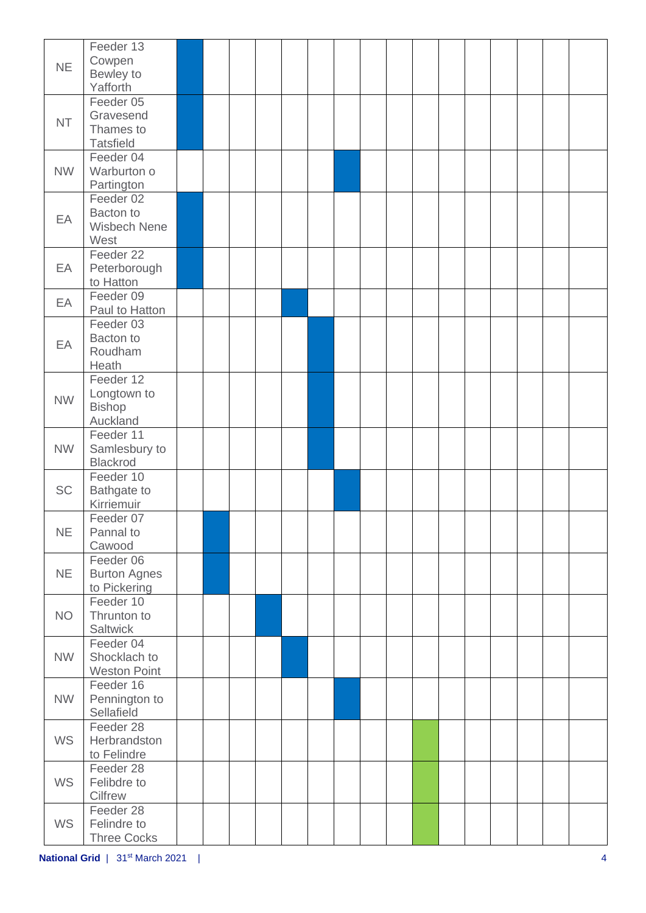| NE | Feeder 13 Cowpen Bewley to Yafforth | ■ | | | | | | | | | | | | | | | |
|---|---|---|---|---|---|---|---|---|---|---|---|---|---|---|---|---|---|
| NT | Feeder 05 Gravesend Thames to Tatsfield | ■ | | | | | | | | | | | | | | | |
| NW | Feeder 04 Warburton o Partington | | | | | | | ■ | | | | | | | | | |
| EA | Feeder 02 Bacton to Wisbech Nene West | ■ | | | | | | | | | | | | | | | |
| EA | Feeder 22 Peterborough to Hatton | ■ | | | | | | | | | | | | | | | |
| EA | Feeder 09 Paul to Hatton | | | | | ■ | | | | | | | | | | | |
| EA | Feeder 03 Bacton to Roudham Heath | | | | | | ■ | | | | | | | | | | |
| NW | Feeder 12 Longtown to Bishop Auckland | | | | | | ■ | | | | | | | | | | |
| NW | Feeder 11 Samlesbury to Blackrod | | | | | | ■ | | | | | | | | | | |
| SC | Feeder 10 Bathgate to Kirriemuir | | | | | | | ■ | | | | | | | | | |
| NE | Feeder 07 Pannal to Cawood | | ■ | | | | | | | | | | | | | | |
| NE | Feeder 06 Burton Agnes to Pickering | | ■ | | | | | | | | | | | | | | |
| NO | Feeder 10 Thrunton to Saltwick | | | | ■ | | | | | | | | | | | | |
| NW | Feeder 04 Shocklach to Weston Point | | | | | ■ | | | | | | | | | | | |
| NW | Feeder 16 Pennington to Sellafield | | | | | | | ■ | | | | | | | | | |
| WS | Feeder 28 Herbrandston to Felindre | | | | | | | | | | ■ | | | | | | |
| WS | Feeder 28 Felibdre to Cilfrew | | | | | | | | | | ■ | | | | | | |
| WS | Feeder 28 Felindre to Three Cocks | | | | | | | | | | ■ | | | | | | |

**National Grid** | 31st March 2021 |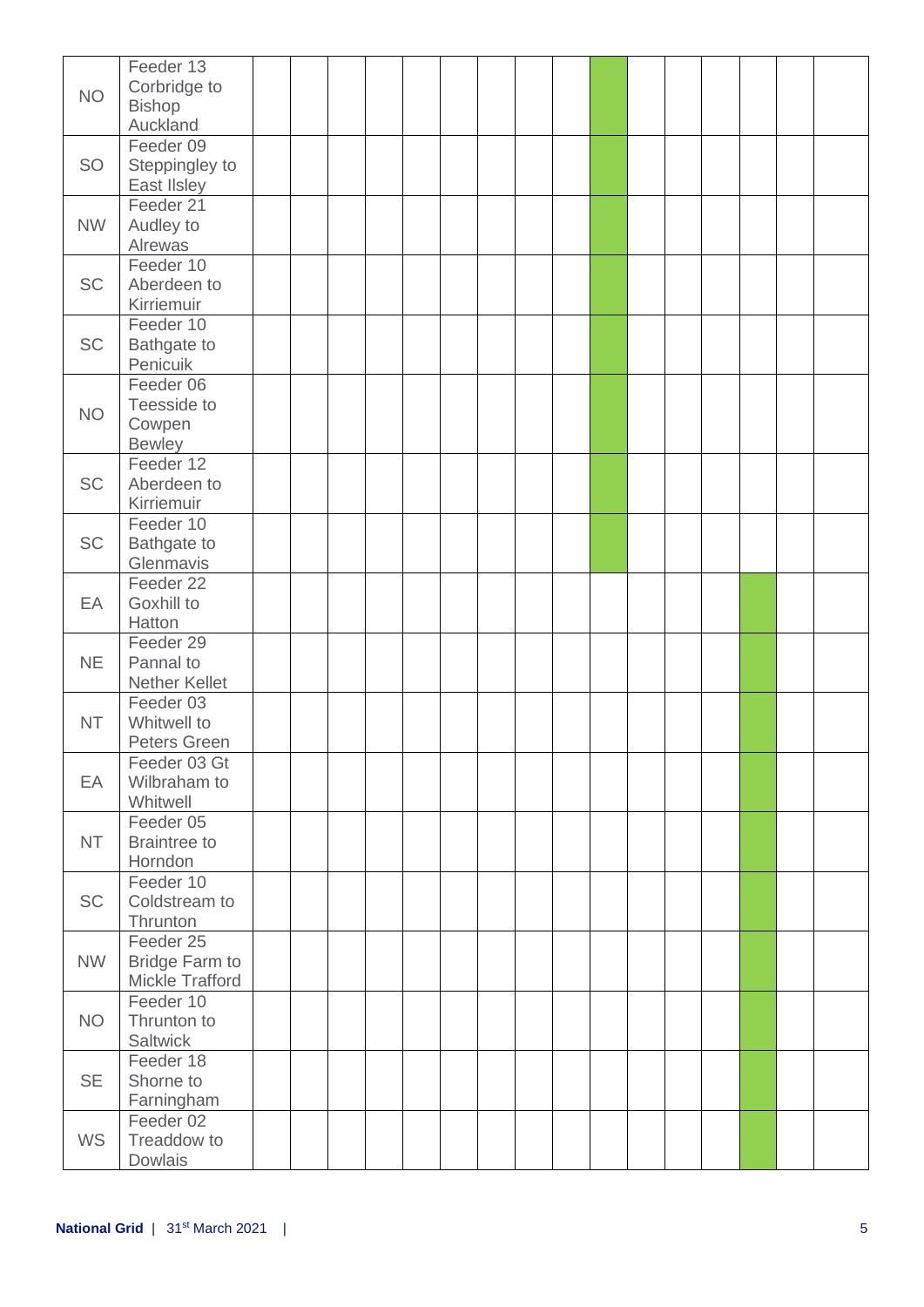| | | | | | | | | | | | | | | | | | |
|---|---|---|---|---|---|---|---|---|---|---|---|---|---|---|---|---|---|
| NO | Feeder 13 Corbridge to Bishop Auckland | | | | | | | | | | | | | | | | |
| SO | Feeder 09 Steppingley to East Ilsley | | | | | | | | | | | | | | | | |
| NW | Feeder 21 Audley to Alrewas | | | | | | | | | | | | | | | | |
| SC | Feeder 10 Aberdeen to Kirriemuir | | | | | | | | | | | | | | | | |
| SC | Feeder 10 Bathgate to Penicuik | | | | | | | | | | | | | | | | |
| NO | Feeder 06 Teesside to Cowpen Bewley | | | | | | | | | | | | | | | | |
| SC | Feeder 12 Aberdeen to Kirriemuir | | | | | | | | | | | | | | | | |
| SC | Feeder 10 Bathgate to Glenmavis | | | | | | | | | | | | | | | | |
| EA | Feeder 22 Goxhill to Hatton | | | | | | | | | | | | | | | | |
| NE | Feeder 29 Pannal to Nether Kellet | | | | | | | | | | | | | | | | |
| NT | Feeder 03 Whitwell to Peters Green | | | | | | | | | | | | | | | | |
| EA | Feeder 03 Gt Wilbraham to Whitwell | | | | | | | | | | | | | | | | |
| NT | Feeder 05 Braintree to Horndon | | | | | | | | | | | | | | | | |
| SC | Feeder 10 Coldstream to Thrunton | | | | | | | | | | | | | | | | |
| NW | Feeder 25 Bridge Farm to Mickle Trafford | | | | | | | | | | | | | | | | |
| NO | Feeder 10 Thrunton to Saltwick | | | | | | | | | | | | | | | | |
| SE | Feeder 18 Shorne to Farningham | | | | | | | | | | | | | | | | |
| WS | Feeder 02 Treaddow to Dowlais | | | | | | | | | | | | | | | | |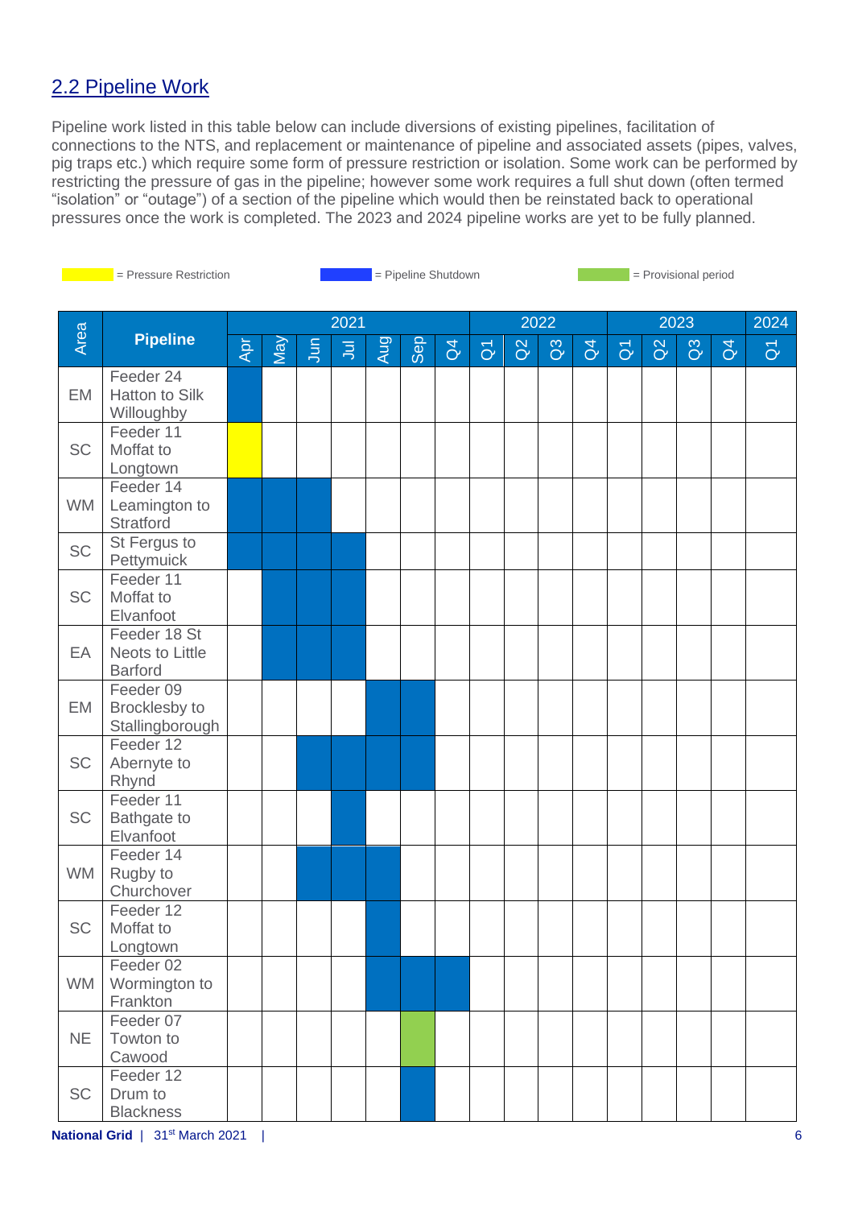## 2.2 Pipeline Work

Pipeline work listed in this table below can include diversions of existing pipelines, facilitation of connections to the NTS, and replacement or maintenance of pipeline and associated assets (pipes, valves, pig traps etc.) which require some form of pressure restriction or isolation. Some work can be performed by restricting the pressure of gas in the pipeline; however some work requires a full shut down (often termed "isolation" or "outage") of a section of the pipeline which would then be reinstated back to operational pressures once the work is completed. The 2023 and 2024 pipeline works are yet to be fully planned.

Legend: Yellow = Pressure Restriction; Blue = Pipeline Shutdown; Green = Provisional period

| Area | Pipeline | 2021 | | | | | | | 2022 | | | | 2023 | | | | 2024 |
|---|---|---|---|---|---|---|---|---|---|---|---|---|---|---|---|---|---|
| | | Apr | May | Jun | Jul | Aug | Sep | Q4 | Q1 | Q2 | Q3 | Q4 | Q1 | Q2 | Q3 | Q4 | Q1 |
| EM | Feeder 24 Hatton to Silk Willoughby | Pipeline Shutdown | | | | | | | | | | | | | | | |
| SC | Feeder 11 Moffat to Longtown | Pressure Restriction | | | | | | | | | | | | | | | |
| WM | Feeder 14 Leamington to Stratford | Pipeline Shutdown | Pipeline Shutdown | Pipeline Shutdown | | | | | | | | | | | | | |
| SC | St Fergus to Pettymuick | Pipeline Shutdown | Pipeline Shutdown | Pipeline Shutdown | Pipeline Shutdown | | | | | | | | | | | | |
| SC | Feeder 11 Moffat to Elvanfoot | | Pipeline Shutdown | Pipeline Shutdown | Pipeline Shutdown | | | | | | | | | | | | |
| EA | Feeder 18 St Neots to Little Barford | | Pipeline Shutdown | Pipeline Shutdown | Pipeline Shutdown | | | | | | | | | | | | |
| EM | Feeder 09 Brocklesby to Stallingborough | | | | | Pipeline Shutdown | Pipeline Shutdown | | | | | | | | | | |
| SC | Feeder 12 Abernyte to Rhynd | | | Pipeline Shutdown | Pipeline Shutdown | Pipeline Shutdown | Pipeline Shutdown | | | | | | | | | | |
| SC | Feeder 11 Bathgate to Elvanfoot | | | | Pipeline Shutdown | | | | | | | | | | | | |
| WM | Feeder 14 Rugby to Churchover | | | Pipeline Shutdown | Pipeline Shutdown | Pipeline Shutdown | | | | | | | | | | | |
| SC | Feeder 12 Moffat to Longtown | | | | | Pipeline Shutdown | | | | | | | | | | | |
| WM | Feeder 02 Wormington to Frankton | | | | | Pipeline Shutdown | Pipeline Shutdown | Pipeline Shutdown | | | | | | | | | |
| NE | Feeder 07 Towton to Cawood | | | | | | Provisional period | | | | | | | | | | |
| SC | Feeder 12 Drum to Blackness | | | | | | Pipeline Shutdown | | | | | | | | | | |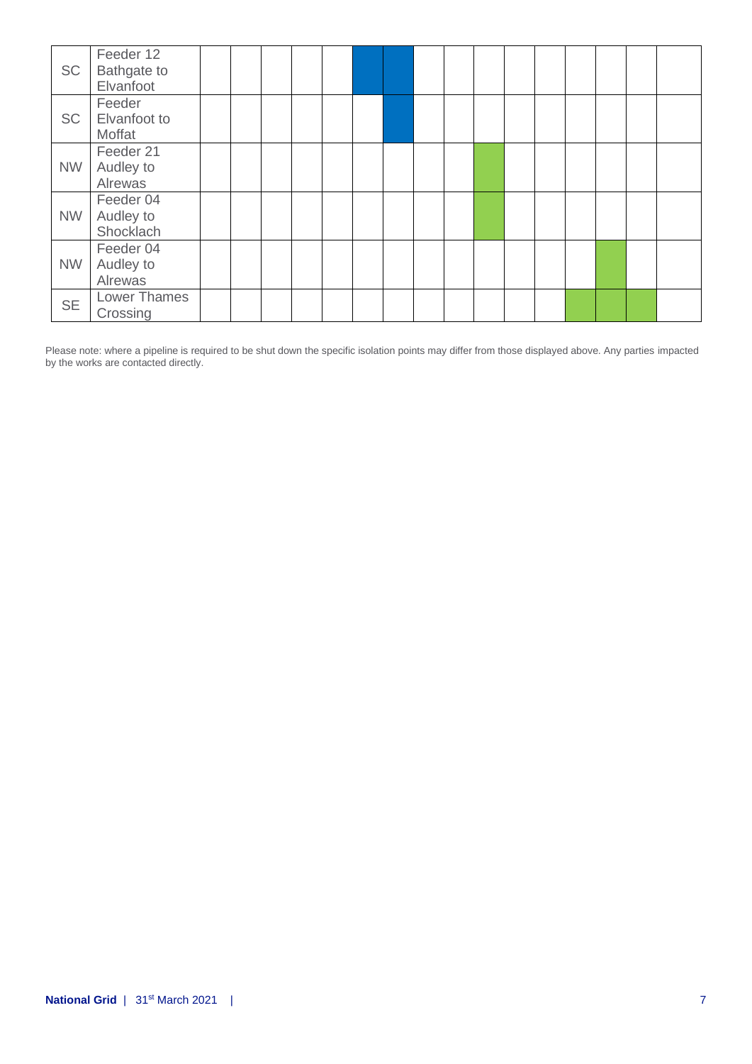| | | | | | | | | | | | | | | | | | |
|---|---|---|---|---|---|---|---|---|---|---|---|---|---|---|---|---|---|
| SC | Feeder 12 Bathgate to Elvanfoot | | | | | | | | | | | | | | | | |
| SC | Feeder Elvanfoot to Moffat | | | | | | | | | | | | | | | | |
| NW | Feeder 21 Audley to Alrewas | | | | | | | | | | | | | | | | |
| NW | Feeder 04 Audley to Shocklach | | | | | | | | | | | | | | | | |
| NW | Feeder 04 Audley to Alrewas | | | | | | | | | | | | | | | | |
| SE | Lower Thames Crossing | | | | | | | | | | | | | | | | |

Please note: where a pipeline is required to be shut down the specific isolation points may differ from those displayed above. Any parties impacted by the works are contacted directly.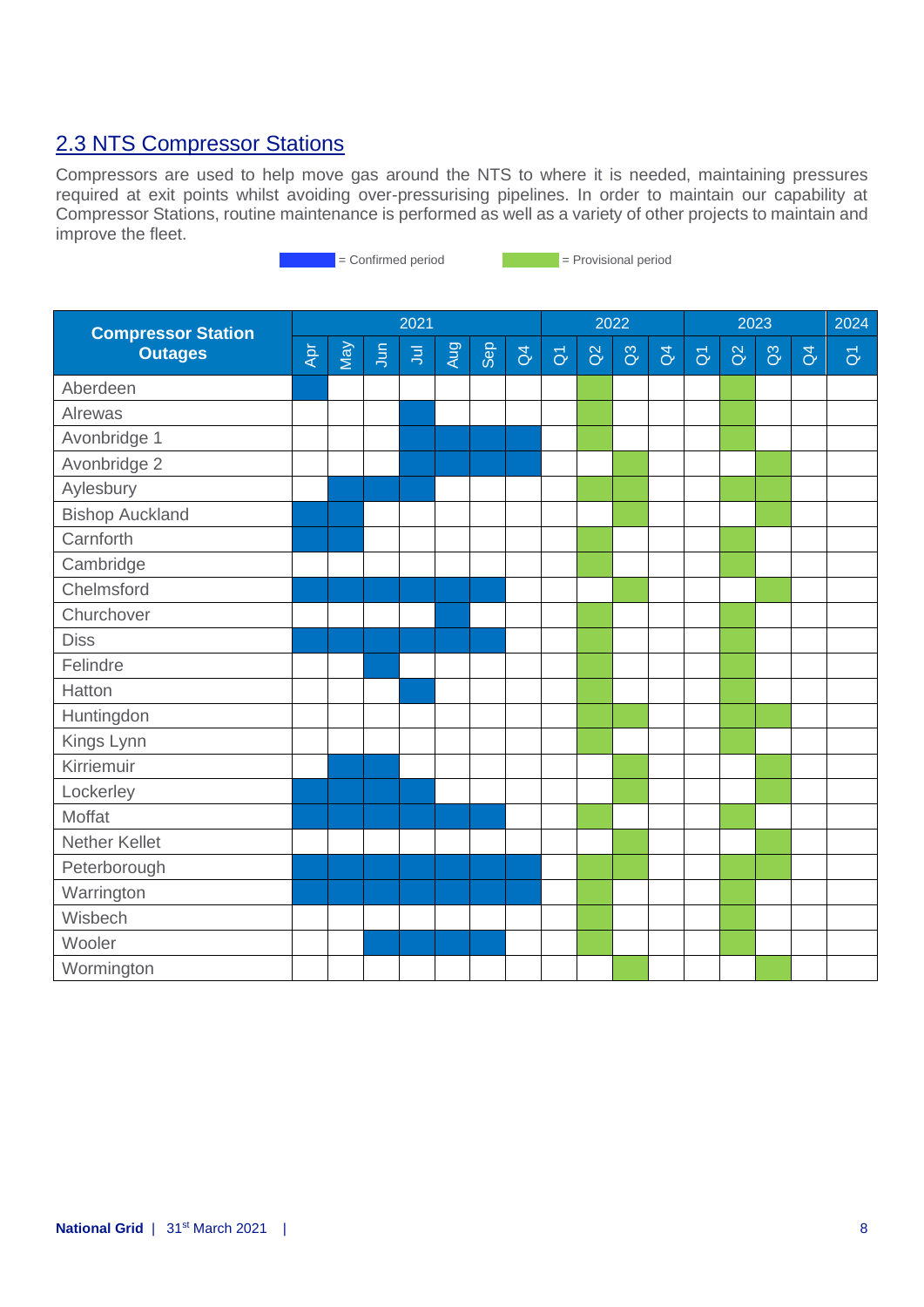## 2.3 NTS Compressor Stations

Compressors are used to help move gas around the NTS to where it is needed, maintaining pressures required at exit points whilst avoiding over-pressurising pipelines. In order to maintain our capability at Compressor Stations, routine maintenance is performed as well as a variety of other projects to maintain and improve the fleet.

C = Confirmed period          P = Provisional period

| Compressor Station Outages | 2021 | | | | | | | 2022 | | | | 2023 | | | | 2024 |
|---|---|---|---|---|---|---|---|---|---|---|---|---|---|---|---|---|
| | Apr | May | Jun | Jul | Aug | Sep | Q4 | Q1 | Q2 | Q3 | Q4 | Q1 | Q2 | Q3 | Q4 | Q1 |
| Aberdeen | C | | | | | | | | | | | | | | | |
| Alrewas | | | | C | | | | | P | | | | P | | | |
| Avonbridge 1 | | | | C | C | C | C | | P | | | | P | | | |
| Avonbridge 2 | | | | C | C | C | C | | | P | | | | P | | |
| Aylesbury | | C | C | C | | | | | P | P | | | P | P | | |
| Bishop Auckland | C | C | | | | | | | | P | | | | P | | |
| Carnforth | C | C | | | | | | | P | | | | P | | | |
| Cambridge | | | | | | | | | P | | | | P | | | |
| Chelmsford | C | C | C | C | C | C | | | | P | | | | P | | |
| Churchover | | | | | C | | | | P | | | | P | | | |
| Diss | C | C | C | C | C | C | | | P | | | | P | | | |
| Felindre | | | C | | | | | | P | | | | P | | | |
| Hatton | | | | C | | | | | P | | | | P | | | |
| Huntingdon | | | | | | | | | P | P | | | P | P | | |
| Kings Lynn | | | | | | | | | P | | | | P | | | |
| Kirriemuir | | C | C | | | | | | | P | | | | P | | |
| Lockerley | C | C | C | C | | | | | | P | | | | P | | |
| Moffat | C | C | C | C | C | C | | | P | | | | P | | | |
| Nether Kellet | | | | | | | | | | P | | | | P | | |
| Peterborough | C | C | C | C | C | C | C | | P | P | | | P | P | | |
| Warrington | C | C | C | C | C | C | C | | P | | | | P | | | |
| Wisbech | | | | | | | | | P | | | | P | | | |
| Wooler | | | C | C | C | C | | | P | | | | P | | | |
| Wormington | | | | | | | | | | P | | | | P | | |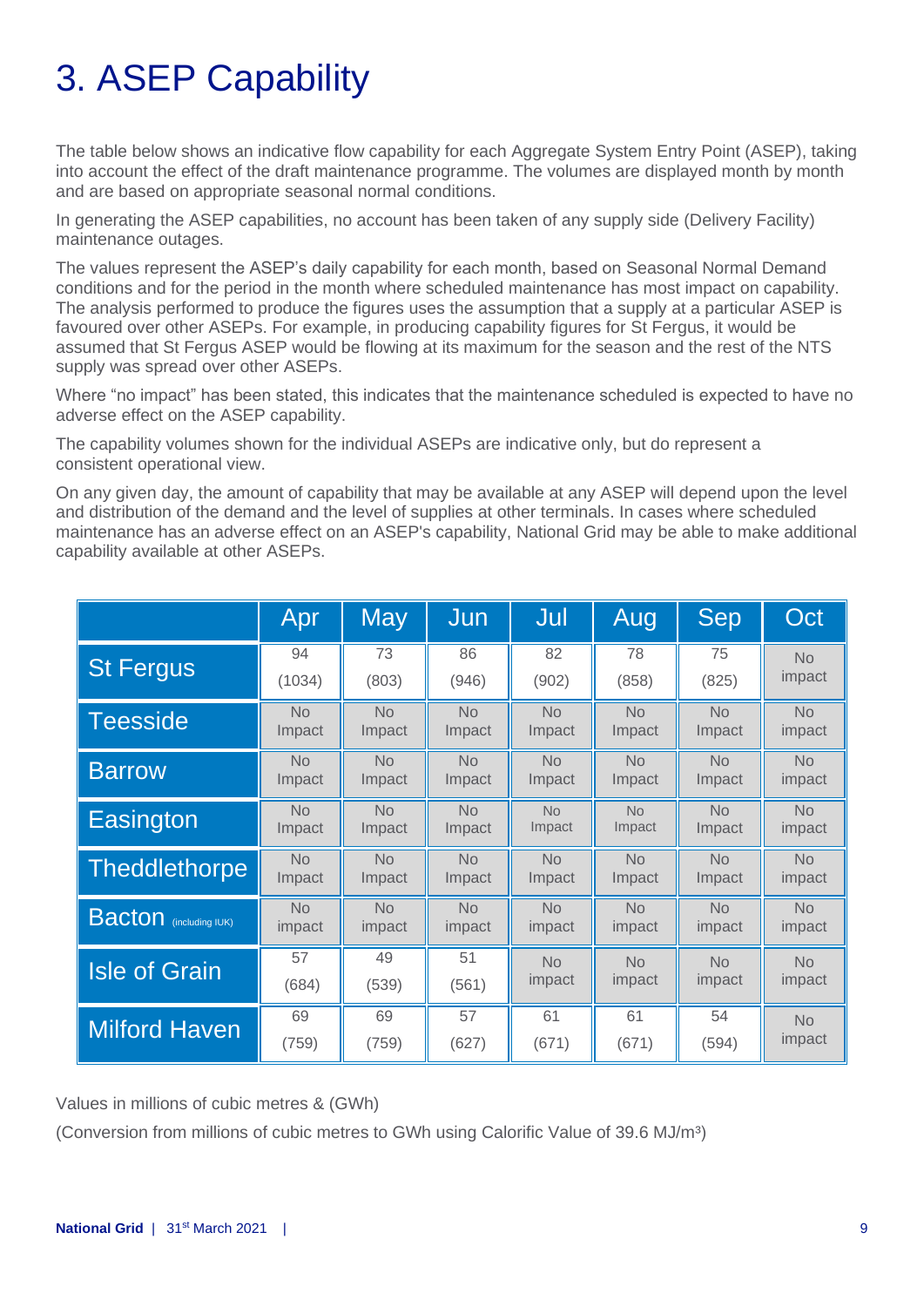# 3. ASEP Capability

The table below shows an indicative flow capability for each Aggregate System Entry Point (ASEP), taking into account the effect of the draft maintenance programme. The volumes are displayed month by month and are based on appropriate seasonal normal conditions.

In generating the ASEP capabilities, no account has been taken of any supply side (Delivery Facility) maintenance outages.

The values represent the ASEP's daily capability for each month, based on Seasonal Normal Demand conditions and for the period in the month where scheduled maintenance has most impact on capability. The analysis performed to produce the figures uses the assumption that a supply at a particular ASEP is favoured over other ASEPs. For example, in producing capability figures for St Fergus, it would be assumed that St Fergus ASEP would be flowing at its maximum for the season and the rest of the NTS supply was spread over other ASEPs.

Where "no impact" has been stated, this indicates that the maintenance scheduled is expected to have no adverse effect on the ASEP capability.

The capability volumes shown for the individual ASEPs are indicative only, but do represent a consistent operational view.

On any given day, the amount of capability that may be available at any ASEP will depend upon the level and distribution of the demand and the level of supplies at other terminals. In cases where scheduled maintenance has an adverse effect on an ASEP's capability, National Grid may be able to make additional capability available at other ASEPs.

| | Apr | May | Jun | Jul | Aug | Sep | Oct |
|---|---|---|---|---|---|---|---|
| St Fergus | 94 (1034) | 73 (803) | 86 (946) | 82 (902) | 78 (858) | 75 (825) | No impact |
| Teesside | No Impact | No Impact | No Impact | No Impact | No Impact | No Impact | No impact |
| Barrow | No Impact | No Impact | No Impact | No Impact | No Impact | No Impact | No impact |
| Easington | No Impact | No Impact | No Impact | No Impact | No Impact | No Impact | No impact |
| Theddlethorpe | No Impact | No Impact | No Impact | No Impact | No Impact | No Impact | No impact |
| Bacton (including IUK) | No impact | No impact | No impact | No impact | No impact | No impact | No impact |
| Isle of Grain | 57 (684) | 49 (539) | 51 (561) | No impact | No impact | No impact | No impact |
| Milford Haven | 69 (759) | 69 (759) | 57 (627) | 61 (671) | 61 (671) | 54 (594) | No impact |

Values in millions of cubic metres & (GWh)

(Conversion from millions of cubic metres to GWh using Calorific Value of 39.6 MJ/m$^3$)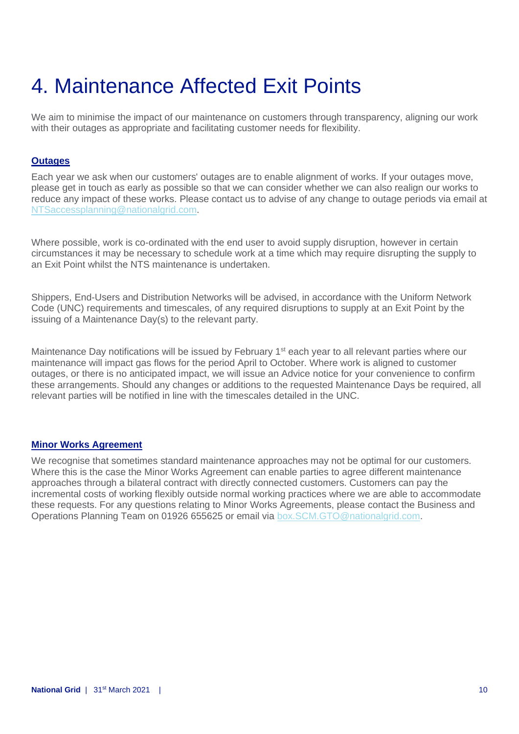# 4. Maintenance Affected Exit Points

We aim to minimise the impact of our maintenance on customers through transparency, aligning our work with their outages as appropriate and facilitating customer needs for flexibility.

**Outages**

Each year we ask when our customers' outages are to enable alignment of works. If your outages move, please get in touch as early as possible so that we can consider whether we can also realign our works to reduce any impact of these works. Please contact us to advise of any change to outage periods via email at NTSaccessplanning@nationalgrid.com.

Where possible, work is co-ordinated with the end user to avoid supply disruption, however in certain circumstances it may be necessary to schedule work at a time which may require disrupting the supply to an Exit Point whilst the NTS maintenance is undertaken.

Shippers, End-Users and Distribution Networks will be advised, in accordance with the Uniform Network Code (UNC) requirements and timescales, of any required disruptions to supply at an Exit Point by the issuing of a Maintenance Day(s) to the relevant party.

Maintenance Day notifications will be issued by February 1st each year to all relevant parties where our maintenance will impact gas flows for the period April to October. Where work is aligned to customer outages, or there is no anticipated impact, we will issue an Advice notice for your convenience to confirm these arrangements. Should any changes or additions to the requested Maintenance Days be required, all relevant parties will be notified in line with the timescales detailed in the UNC.

**Minor Works Agreement**

We recognise that sometimes standard maintenance approaches may not be optimal for our customers. Where this is the case the Minor Works Agreement can enable parties to agree different maintenance approaches through a bilateral contract with directly connected customers. Customers can pay the incremental costs of working flexibly outside normal working practices where we are able to accommodate these requests. For any questions relating to Minor Works Agreements, please contact the Business and Operations Planning Team on 01926 655625 or email via box.SCM.GTO@nationalgrid.com.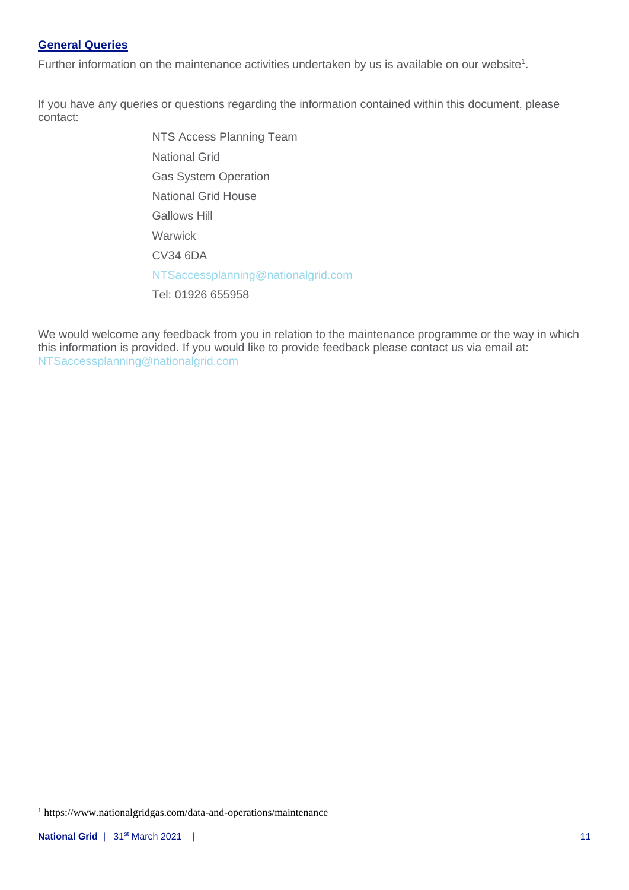## General Queries

Further information on the maintenance activities undertaken by us is available on our website[1].

If you have any queries or questions regarding the information contained within this document, please contact:

NTS Access Planning Team
National Grid
Gas System Operation
National Grid House
Gallows Hill
Warwick
CV34 6DA
NTSaccessplanning@nationalgrid.com
Tel: 01926 655958

We would welcome any feedback from you in relation to the maintenance programme or the way in which this information is provided. If you would like to provide feedback please contact us via email at: NTSaccessplanning@nationalgrid.com

[1] https://www.nationalgridgas.com/data-and-operations/maintenance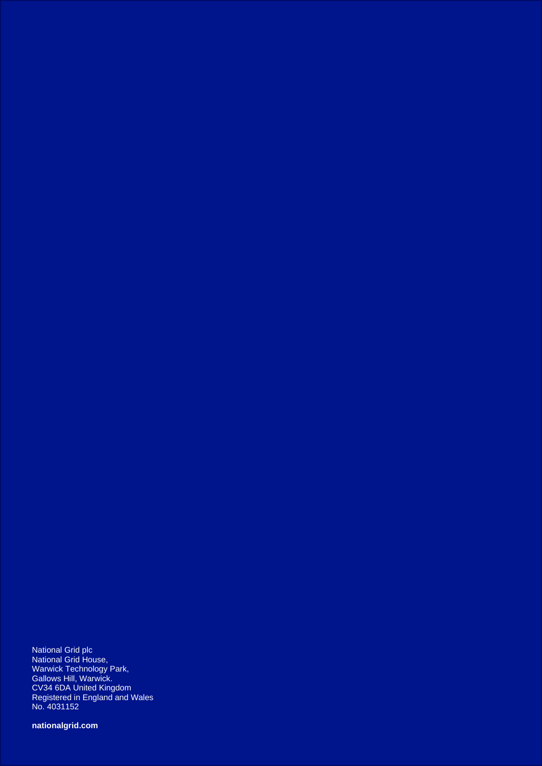National Grid plc
National Grid House,
Warwick Technology Park,
Gallows Hill, Warwick.
CV34 6DA United Kingdom
Registered in England and Wales
No. 4031152

**nationalgrid.com**